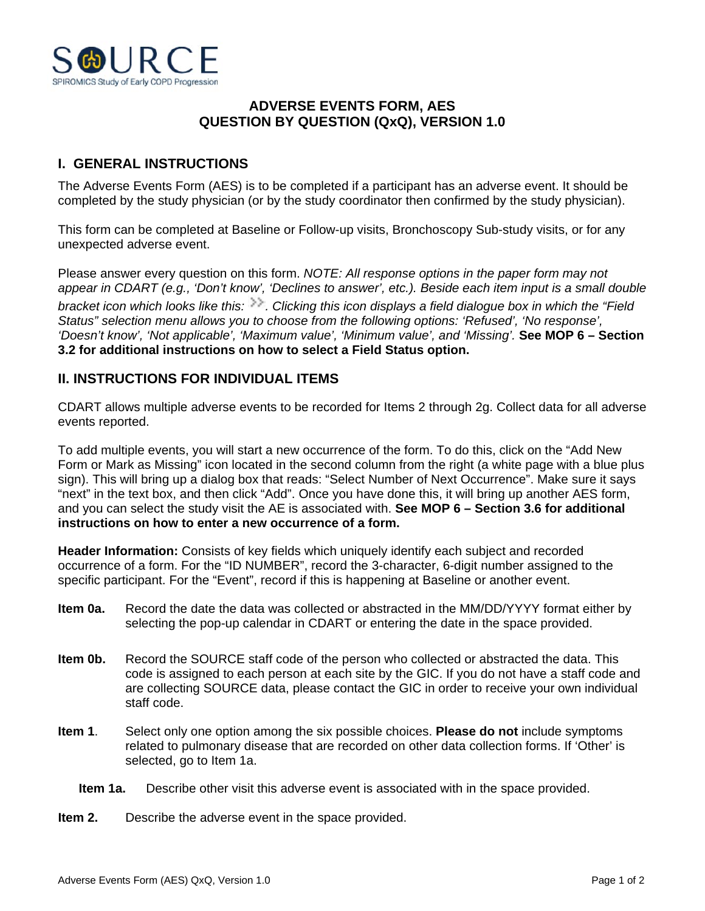# SOURCE

SPIROMICS Study of Early COPD Progression

## ADVERSE EVENTS FORM, AES
## QUESTION BY QUESTION (QxQ), VERSION 1.0

## I. GENERAL INSTRUCTIONS

The Adverse Events Form (AES) is to be completed if a participant has an adverse event. It should be completed by the study physician (or by the study coordinator then confirmed by the study physician).

This form can be completed at Baseline or Follow-up visits, Bronchoscopy Sub-study visits, or for any unexpected adverse event.

Please answer every question on this form. *NOTE: All response options in the paper form may not appear in CDART (e.g., 'Don't know', 'Declines to answer', etc.). Beside each item input is a small double bracket icon which looks like this: >>. Clicking this icon displays a field dialogue box in which the "Field Status" selection menu allows you to choose from the following options: 'Refused', 'No response', 'Doesn't know', 'Not applicable', 'Maximum value', 'Minimum value', and 'Missing'.* **See MOP 6 – Section 3.2 for additional instructions on how to select a Field Status option.**

## II. INSTRUCTIONS FOR INDIVIDUAL ITEMS

CDART allows multiple adverse events to be recorded for Items 2 through 2g. Collect data for all adverse events reported.

To add multiple events, you will start a new occurrence of the form. To do this, click on the "Add New Form or Mark as Missing" icon located in the second column from the right (a white page with a blue plus sign). This will bring up a dialog box that reads: "Select Number of Next Occurrence". Make sure it says "next" in the text box, and then click "Add". Once you have done this, it will bring up another AES form, and you can select the study visit the AE is associated with. **See MOP 6 – Section 3.6 for additional instructions on how to enter a new occurrence of a form.**

**Header Information:** Consists of key fields which uniquely identify each subject and recorded occurrence of a form. For the "ID NUMBER", record the 3-character, 6-digit number assigned to the specific participant. For the "Event", record if this is happening at Baseline or another event.

**Item 0a.** Record the date the data was collected or abstracted in the MM/DD/YYYY format either by selecting the pop-up calendar in CDART or entering the date in the space provided.

**Item 0b.** Record the SOURCE staff code of the person who collected or abstracted the data. This code is assigned to each person at each site by the GIC. If you do not have a staff code and are collecting SOURCE data, please contact the GIC in order to receive your own individual staff code.

**Item 1**. Select only one option among the six possible choices. **Please do not** include symptoms related to pulmonary disease that are recorded on other data collection forms. If 'Other' is selected, go to Item 1a.

**Item 1a.** Describe other visit this adverse event is associated with in the space provided.

**Item 2.** Describe the adverse event in the space provided.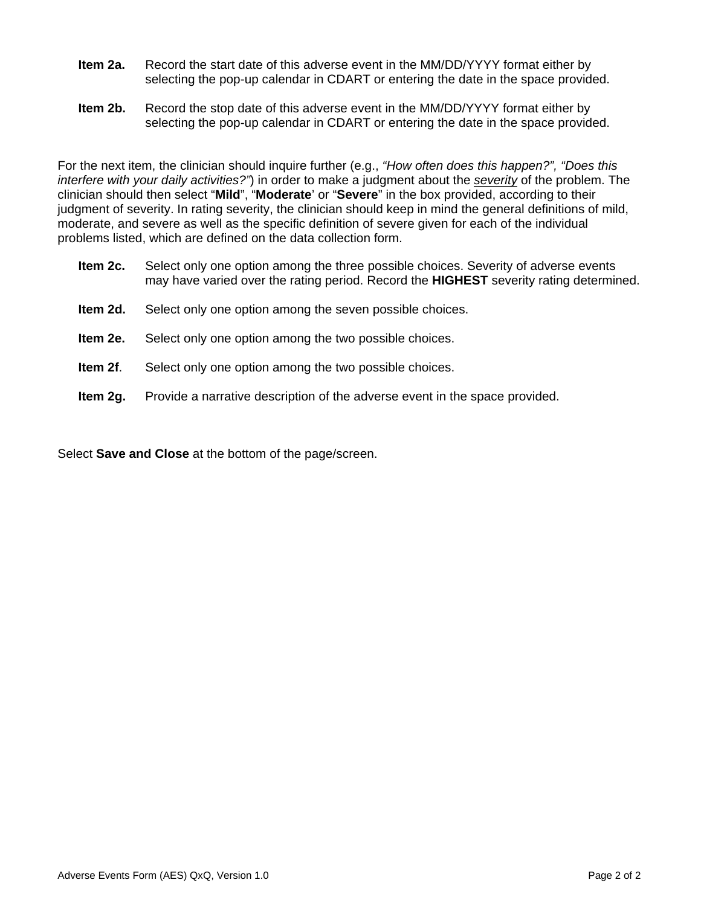**Item 2a.** Record the start date of this adverse event in the MM/DD/YYYY format either by selecting the pop-up calendar in CDART or entering the date in the space provided.

**Item 2b.** Record the stop date of this adverse event in the MM/DD/YYYY format either by selecting the pop-up calendar in CDART or entering the date in the space provided.

For the next item, the clinician should inquire further (e.g., *"How often does this happen?", "Does this interfere with your daily activities?"*) in order to make a judgment about the <u>*severity*</u> of the problem. The clinician should then select "**Mild**", "**Moderate**' or "**Severe**" in the box provided, according to their judgment of severity. In rating severity, the clinician should keep in mind the general definitions of mild, moderate, and severe as well as the specific definition of severe given for each of the individual problems listed, which are defined on the data collection form.

**Item 2c.** Select only one option among the three possible choices. Severity of adverse events may have varied over the rating period. Record the **HIGHEST** severity rating determined.

**Item 2d.** Select only one option among the seven possible choices.

**Item 2e.** Select only one option among the two possible choices.

**Item 2f**. Select only one option among the two possible choices.

**Item 2g.** Provide a narrative description of the adverse event in the space provided.

Select **Save and Close** at the bottom of the page/screen.